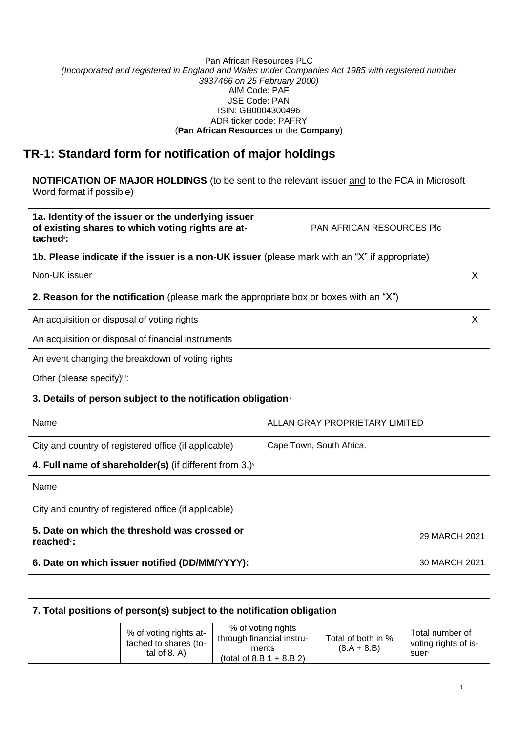Pan African Resources PLC
*(Incorporated and registered in England and Wales under Companies Act 1985 with registered number 3937466 on 25 February 2000)*
AIM Code: PAF
JSE Code: PAN
ISIN: GB0004300496
ADR ticker code: PAFRY
(**Pan African Resources** or the **Company**)

# TR-1: Standard form for notification of major holdings

| **NOTIFICATION OF MAJOR HOLDINGS** (to be sent to the relevant issuer and to the FCA in Microsoft Word format if possible)[i] |
|---|

| | |
|---|---|
| **1a. Identity of the issuer or the underlying issuer of existing shares to which voting rights are attached[ii]:** | PAN AFRICAN RESOURCES Plc |
| **1b. Please indicate if the issuer is a non-UK issuer** (please mark with an "X" if appropriate) | |
| Non-UK issuer | X |
| **2. Reason for the notification** (please mark the appropriate box or boxes with an "X") | |
| An acquisition or disposal of voting rights | X |
| An acquisition or disposal of financial instruments | |
| An event changing the breakdown of voting rights | |
| Other (please specify)[iii]: | |
| **3. Details of person subject to the notification obligation[iv]** | |
| Name | ALLAN GRAY PROPRIETARY LIMITED |
| City and country of registered office (if applicable) | Cape Town, South Africa. |
| **4. Full name of shareholder(s)** (if different from 3.)[v] | |
| Name | |
| City and country of registered office (if applicable) | |
| **5. Date on which the threshold was crossed or reached[vi]:** | 29 MARCH 2021 |
| **6. Date on which issuer notified (DD/MM/YYYY):** | 30 MARCH 2021 |
| | |

**7. Total positions of person(s) subject to the notification obligation**

| | % of voting rights attached to shares (total of 8. A) | % of voting rights through financial instruments (total of 8.B 1 + 8.B 2) | Total of both in % (8.A + 8.B) | Total number of voting rights of issuer[vii] |
|---|---|---|---|---|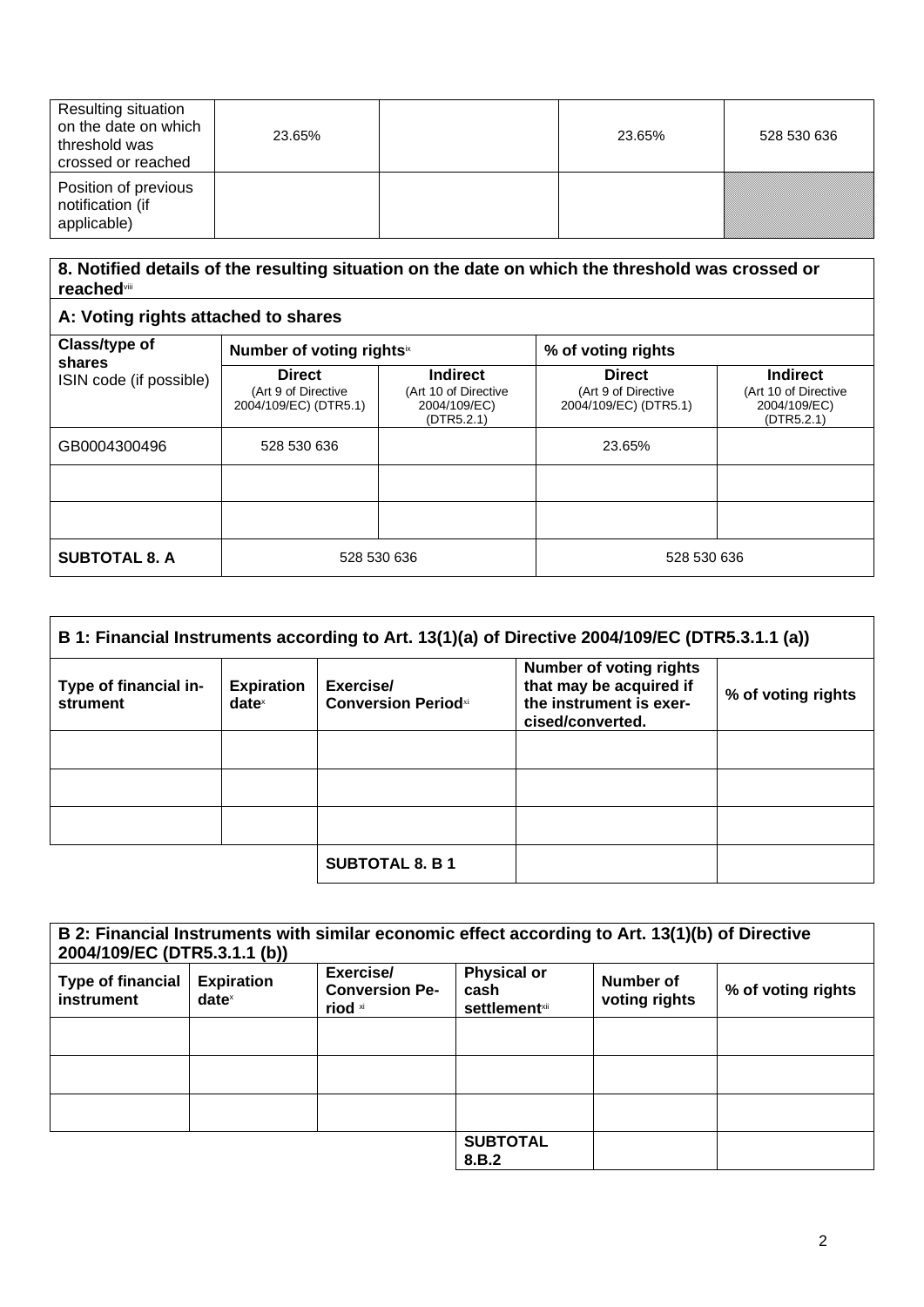| Resulting situation on the date on which threshold was crossed or reached | 23.65% | | 23.65% | 528 530 636 |
|---|---|---|---|---|
| Position of previous notification (if applicable) | | | | |

| **8. Notified details of the resulting situation on the date on which the threshold was crossed or reached**[viii] | | | | |
|---|---|---|---|---|
| **A: Voting rights attached to shares** | | | | |
| **Class/type of shares** ISIN code (if possible) | **Number of voting rights**[ix] | | **% of voting rights** | |
| | **Direct** (Art 9 of Directive 2004/109/EC) (DTR5.1) | **Indirect** (Art 10 of Directive 2004/109/EC) (DTR5.2.1) | **Direct** (Art 9 of Directive 2004/109/EC) (DTR5.1) | **Indirect** (Art 10 of Directive 2004/109/EC) (DTR5.2.1) |
| GB0004300496 | 528 530 636 | | 23.65% | |
| | | | | |
| | | | | |
| **SUBTOTAL 8. A** | 528 530 636 | | 528 530 636 | |

| **B 1: Financial Instruments according to Art. 13(1)(a) of Directive 2004/109/EC (DTR5.3.1.1 (a))** | | | | |
|---|---|---|---|---|
| **Type of financial instrument** | **Expiration date**[x] | **Exercise/ Conversion Period**[xi] | **Number of voting rights that may be acquired if the instrument is exercised/converted.** | **% of voting rights** |
| | | | | |
| | | | | |
| | | | | |
| | | **SUBTOTAL 8. B 1** | | |

| **B 2: Financial Instruments with similar economic effect according to Art. 13(1)(b) of Directive 2004/109/EC (DTR5.3.1.1 (b))** | | | | | |
|---|---|---|---|---|---|
| **Type of financial instrument** | **Expiration date**[x] | **Exercise/ Conversion Period** [xi] | **Physical or cash settlement**[xii] | **Number of voting rights** | **% of voting rights** |
| | | | | | |
| | | | | | |
| | | | | | |
| | | | **SUBTOTAL 8.B.2** | | |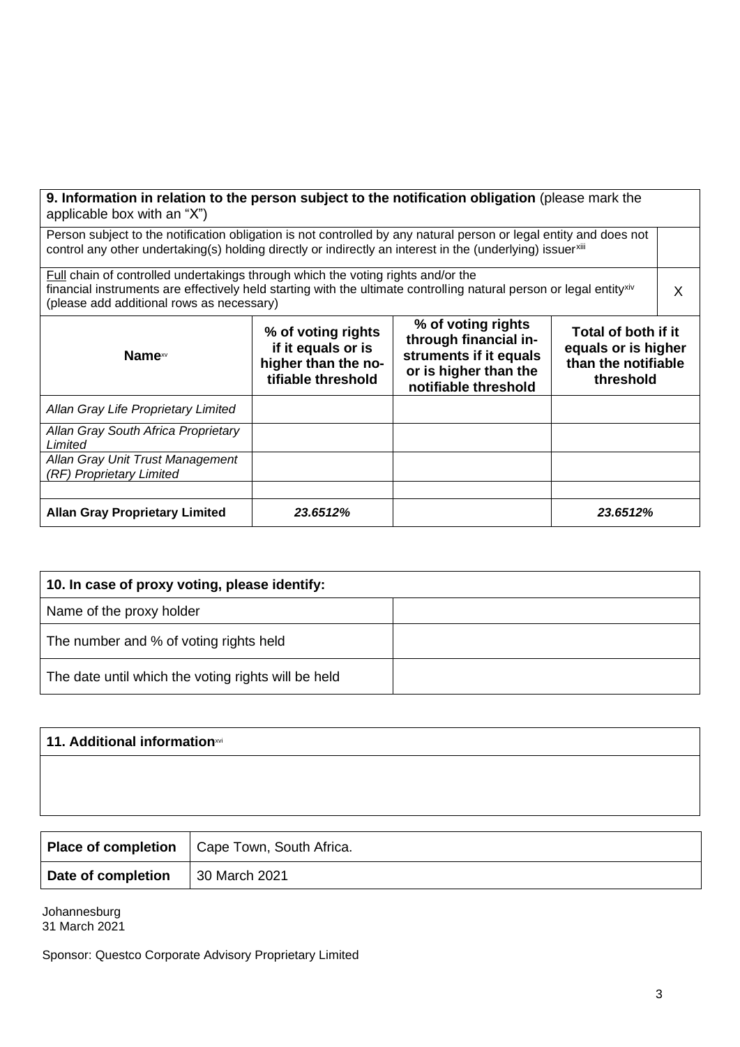| **9. Information in relation to the person subject to the notification obligation** (please mark the applicable box with an "X") | |
|---|---|
| Person subject to the notification obligation is not controlled by any natural person or legal entity and does not control any other undertaking(s) holding directly or indirectly an interest in the (underlying) issuer[xiii] | |
| Full chain of controlled undertakings through which the voting rights and/or the financial instruments are effectively held starting with the ultimate controlling natural person or legal entity[xiv] (please add additional rows as necessary) | X |

| **Name**[xv] | **% of voting rights if it equals or is higher than the notifiable threshold** | **% of voting rights through financial instruments if it equals or is higher than the notifiable threshold** | **Total of both if it equals or is higher than the notifiable threshold** |
|---|---|---|---|
| *Allan Gray Life Proprietary Limited* | | | |
| *Allan Gray South Africa Proprietary Limited* | | | |
| *Allan Gray Unit Trust Management (RF) Proprietary Limited* | | | |
| | | | |
| **Allan Gray Proprietary Limited** | ***23.6512%*** | | ***23.6512%*** |

| **10. In case of proxy voting, please identify:** | |
|---|---|
| Name of the proxy holder | |
| The number and % of voting rights held | |
| The date until which the voting rights will be held | |

| **11. Additional information**[xvi] |
|---|
| |

| | |
|---|---|
| **Place of completion** | Cape Town, South Africa. |
| **Date of completion** | 30 March 2021 |

Johannesburg
31 March 2021

Sponsor: Questco Corporate Advisory Proprietary Limited